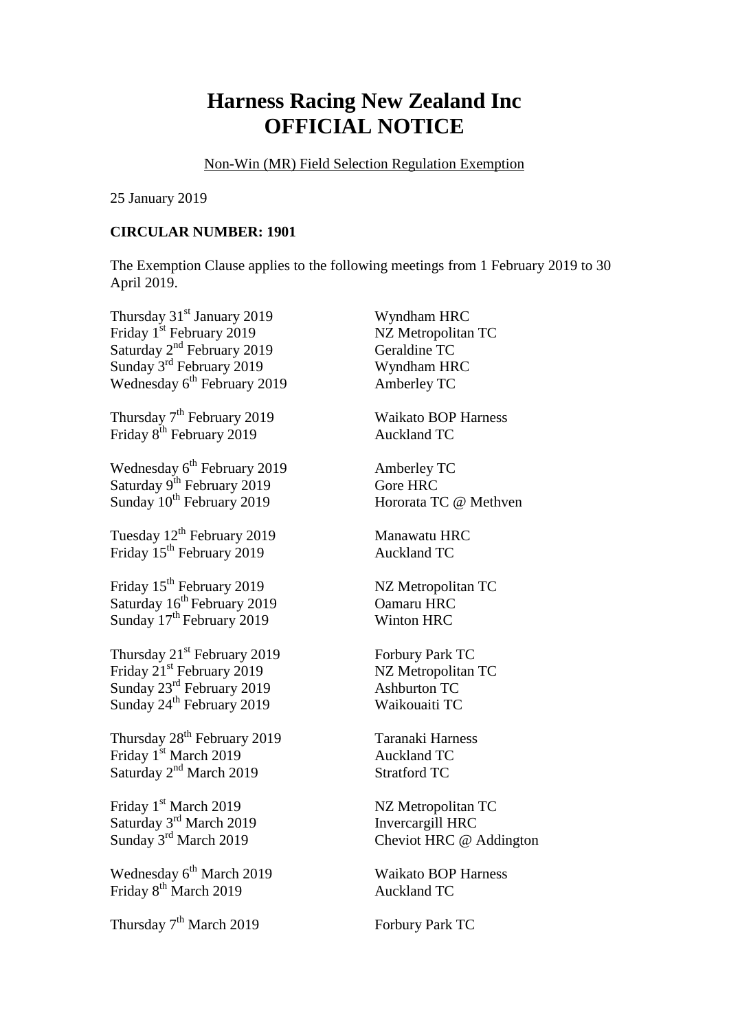# Harness Racing New Zealand Inc
# OFFICIAL NOTICE

Non-Win (MR) Field Selection Regulation Exemption

25 January 2019

**CIRCULAR NUMBER: 1901**

The Exemption Clause applies to the following meetings from 1 February 2019 to 30 April 2019.

| | |
|---|---|
| Thursday 31st January 2019 | Wyndham HRC |
| Friday 1st February 2019 | NZ Metropolitan TC |
| Saturday 2nd February 2019 | Geraldine TC |
| Sunday 3rd February 2019 | Wyndham HRC |
| Wednesday 6th February 2019 | Amberley TC |
| | |
| Thursday 7th February 2019 | Waikato BOP Harness |
| Friday 8th February 2019 | Auckland TC |
| | |
| Wednesday 6th February 2019 | Amberley TC |
| Saturday 9th February 2019 | Gore HRC |
| Sunday 10th February 2019 | Hororata TC @ Methven |
| | |
| Tuesday 12th February 2019 | Manawatu HRC |
| Friday 15th February 2019 | Auckland TC |
| | |
| Friday 15th February 2019 | NZ Metropolitan TC |
| Saturday 16th February 2019 | Oamaru HRC |
| Sunday 17th February 2019 | Winton HRC |
| | |
| Thursday 21st February 2019 | Forbury Park TC |
| Friday 21st February 2019 | NZ Metropolitan TC |
| Sunday 23rd February 2019 | Ashburton TC |
| Sunday 24th February 2019 | Waikouaiti TC |
| | |
| Thursday 28th February 2019 | Taranaki Harness |
| Friday 1st March 2019 | Auckland TC |
| Saturday 2nd March 2019 | Stratford TC |
| | |
| Friday 1st March 2019 | NZ Metropolitan TC |
| Saturday 3rd March 2019 | Invercargill HRC |
| Sunday 3rd March 2019 | Cheviot HRC @ Addington |
| | |
| Wednesday 6th March 2019 | Waikato BOP Harness |
| Friday 8th March 2019 | Auckland TC |
| | |
| Thursday 7th March 2019 | Forbury Park TC |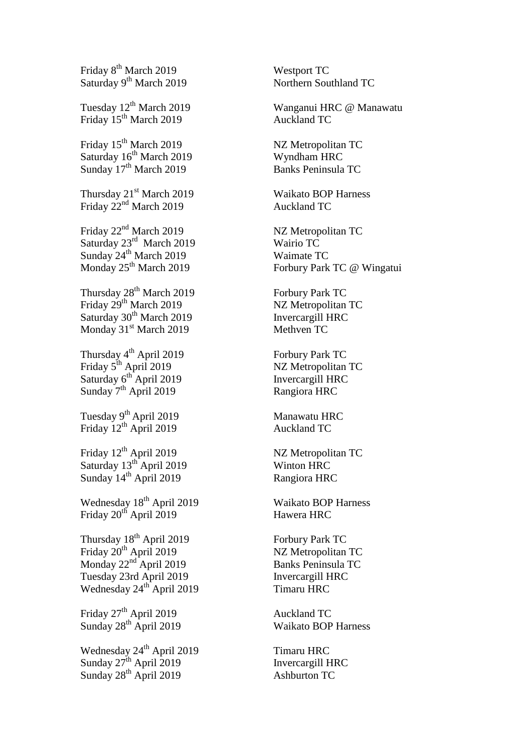| | |
|---|---|
| Friday 8th March 2019 | Westport TC |
| Saturday 9th March 2019 | Northern Southland TC |
| | |
| Tuesday 12th March 2019 | Wanganui HRC @ Manawatu |
| Friday 15th March 2019 | Auckland TC |
| | |
| Friday 15th March 2019 | NZ Metropolitan TC |
| Saturday 16th March 2019 | Wyndham HRC |
| Sunday 17th March 2019 | Banks Peninsula TC |
| | |
| Thursday 21st March 2019 | Waikato BOP Harness |
| Friday 22nd March 2019 | Auckland TC |
| | |
| Friday 22nd March 2019 | NZ Metropolitan TC |
| Saturday 23rd March 2019 | Wairio TC |
| Sunday 24th March 2019 | Waimate TC |
| Monday 25th March 2019 | Forbury Park TC @ Wingatui |
| | |
| Thursday 28th March 2019 | Forbury Park TC |
| Friday 29th March 2019 | NZ Metropolitan TC |
| Saturday 30th March 2019 | Invercargill HRC |
| Monday 31st March 2019 | Methven TC |
| | |
| Thursday 4th April 2019 | Forbury Park TC |
| Friday 5th April 2019 | NZ Metropolitan TC |
| Saturday 6th April 2019 | Invercargill HRC |
| Sunday 7th April 2019 | Rangiora HRC |
| | |
| Tuesday 9th April 2019 | Manawatu HRC |
| Friday 12th April 2019 | Auckland TC |
| | |
| Friday 12th April 2019 | NZ Metropolitan TC |
| Saturday 13th April 2019 | Winton HRC |
| Sunday 14th April 2019 | Rangiora HRC |
| | |
| Wednesday 18th April 2019 | Waikato BOP Harness |
| Friday 20th April 2019 | Hawera HRC |
| | |
| Thursday 18th April 2019 | Forbury Park TC |
| Friday 20th April 2019 | NZ Metropolitan TC |
| Monday 22nd April 2019 | Banks Peninsula TC |
| Tuesday 23rd April 2019 | Invercargill HRC |
| Wednesday 24th April 2019 | Timaru HRC |
| | |
| Friday 27th April 2019 | Auckland TC |
| Sunday 28th April 2019 | Waikato BOP Harness |
| | |
| Wednesday 24th April 2019 | Timaru HRC |
| Sunday 27th April 2019 | Invercargill HRC |
| Sunday 28th April 2019 | Ashburton TC |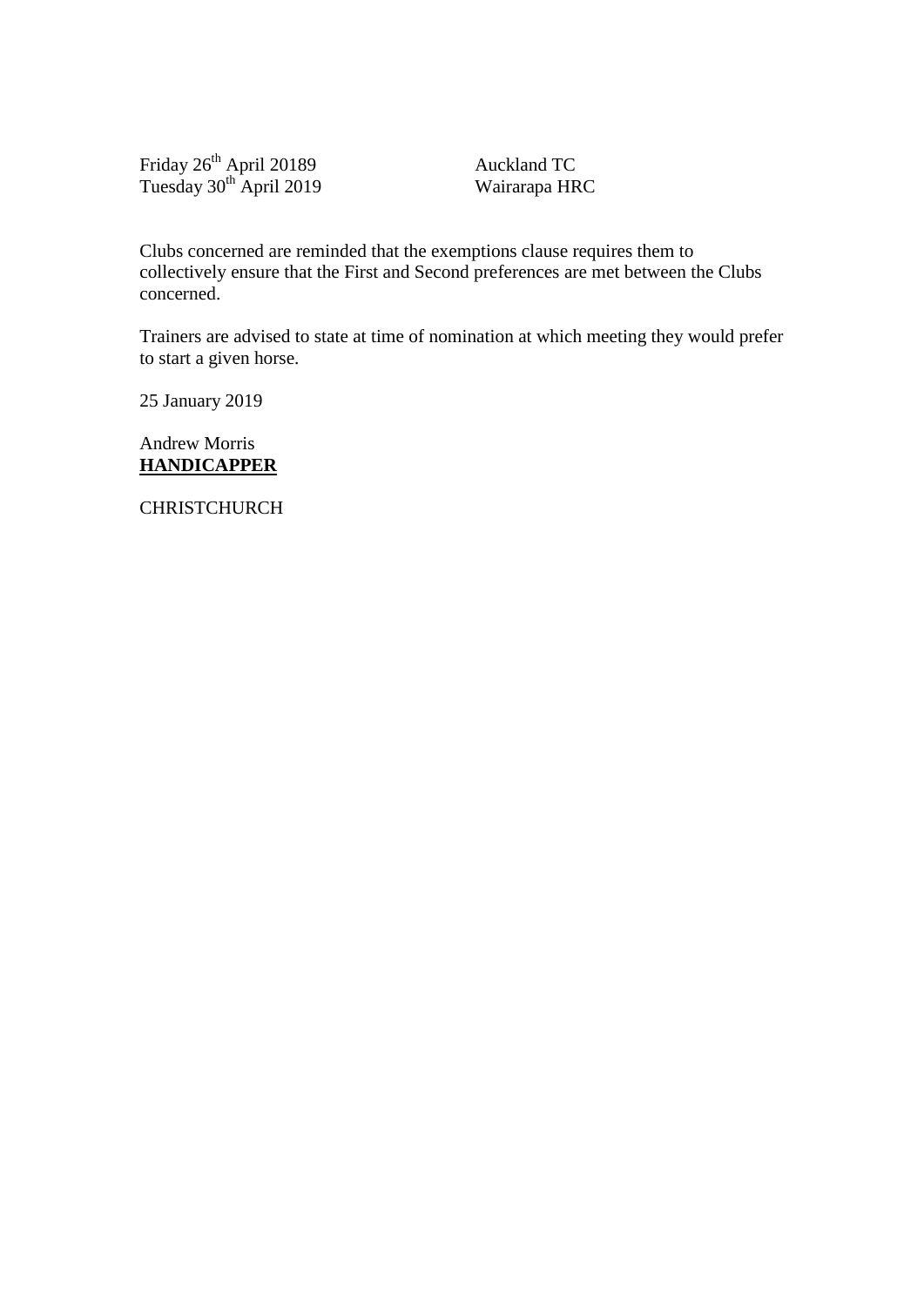| | |
|---|---|
| Friday 26th April 20189 | Auckland TC |
| Tuesday 30th April 2019 | Wairarapa HRC |

Clubs concerned are reminded that the exemptions clause requires them to collectively ensure that the First and Second preferences are met between the Clubs concerned.

Trainers are advised to state at time of nomination at which meeting they would prefer to start a given horse.

25 January 2019

Andrew Morris
**HANDICAPPER**

CHRISTCHURCH